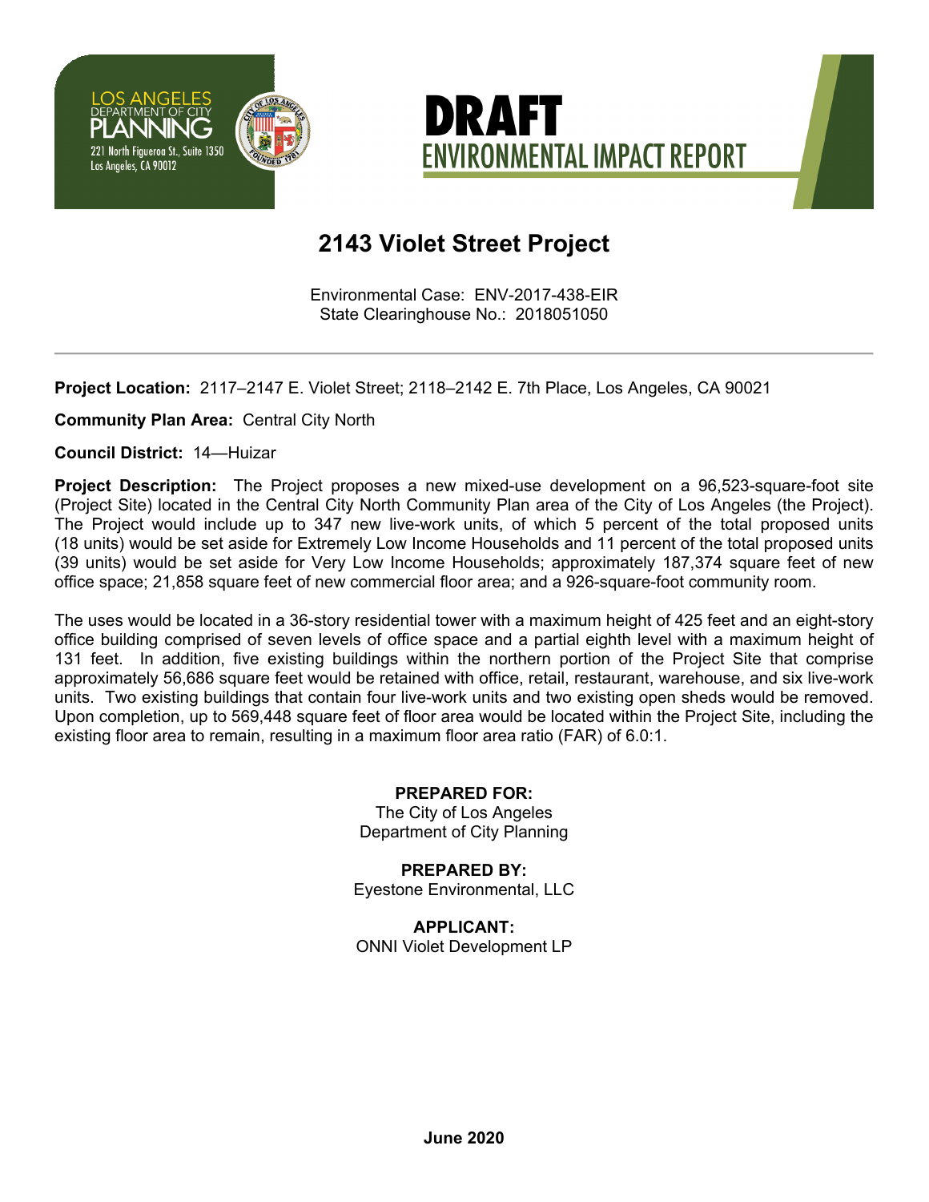LOS ANGELES
DEPARTMENT OF CITY
PLANNING
221 North Figueroa St., Suite 1350
Los Angeles, CA 90012

# DRAFT
## ENVIRONMENTAL IMPACT REPORT

# 2143 Violet Street Project

Environmental Case: ENV-2017-438-EIR
State Clearinghouse No.: 2018051050

---

**Project Location:** 2117–2147 E. Violet Street; 2118–2142 E. 7th Place, Los Angeles, CA 90021

**Community Plan Area:** Central City North

**Council District:** 14—Huizar

**Project Description:** The Project proposes a new mixed-use development on a 96,523-square-foot site (Project Site) located in the Central City North Community Plan area of the City of Los Angeles (the Project). The Project would include up to 347 new live-work units, of which 5 percent of the total proposed units (18 units) would be set aside for Extremely Low Income Households and 11 percent of the total proposed units (39 units) would be set aside for Very Low Income Households; approximately 187,374 square feet of new office space; 21,858 square feet of new commercial floor area; and a 926-square-foot community room.

The uses would be located in a 36-story residential tower with a maximum height of 425 feet and an eight-story office building comprised of seven levels of office space and a partial eighth level with a maximum height of 131 feet. In addition, five existing buildings within the northern portion of the Project Site that comprise approximately 56,686 square feet would be retained with office, retail, restaurant, warehouse, and six live-work units. Two existing buildings that contain four live-work units and two existing open sheds would be removed. Upon completion, up to 569,448 square feet of floor area would be located within the Project Site, including the existing floor area to remain, resulting in a maximum floor area ratio (FAR) of 6.0:1.

**PREPARED FOR:**
The City of Los Angeles
Department of City Planning

**PREPARED BY:**
Eyestone Environmental, LLC

**APPLICANT:**
ONNI Violet Development LP

**June 2020**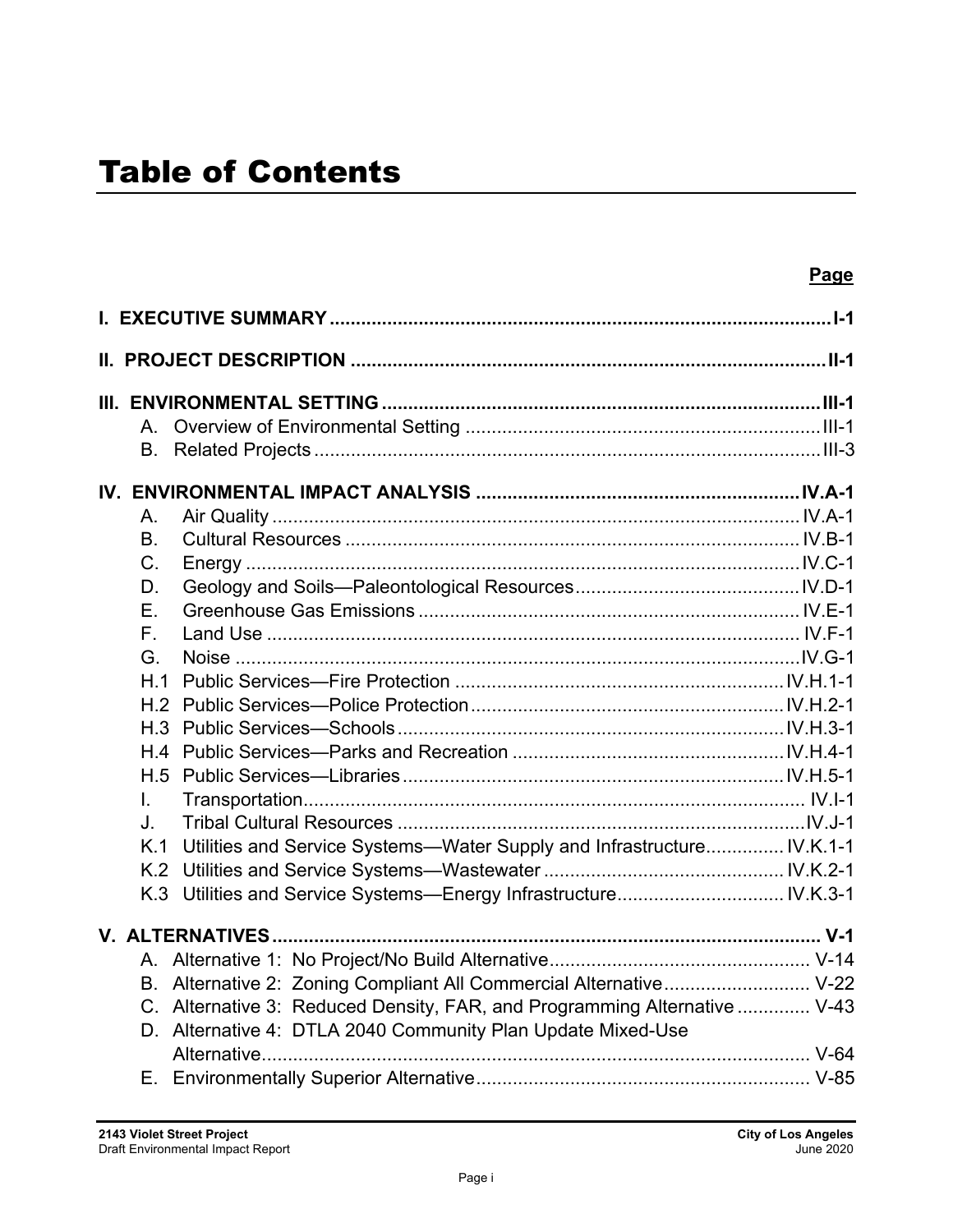# Table of Contents

| | Page |
|---|---|
| **I. EXECUTIVE SUMMARY** | **I-1** |
| **II. PROJECT DESCRIPTION** | **II-1** |
| **III. ENVIRONMENTAL SETTING** | **III-1** |
| A. Overview of Environmental Setting | III-1 |
| B. Related Projects | III-3 |
| **IV. ENVIRONMENTAL IMPACT ANALYSIS** | **IV.A-1** |
| A. Air Quality | IV.A-1 |
| B. Cultural Resources | IV.B-1 |
| C. Energy | IV.C-1 |
| D. Geology and Soils—Paleontological Resources | IV.D-1 |
| E. Greenhouse Gas Emissions | IV.E-1 |
| F. Land Use | IV.F-1 |
| G. Noise | IV.G-1 |
| H.1 Public Services—Fire Protection | IV.H.1-1 |
| H.2 Public Services—Police Protection | IV.H.2-1 |
| H.3 Public Services—Schools | IV.H.3-1 |
| H.4 Public Services—Parks and Recreation | IV.H.4-1 |
| H.5 Public Services—Libraries | IV.H.5-1 |
| I. Transportation | IV.I-1 |
| J. Tribal Cultural Resources | IV.J-1 |
| K.1 Utilities and Service Systems—Water Supply and Infrastructure | IV.K.1-1 |
| K.2 Utilities and Service Systems—Wastewater | IV.K.2-1 |
| K.3 Utilities and Service Systems—Energy Infrastructure | IV.K.3-1 |
| **V. ALTERNATIVES** | **V-1** |
| A. Alternative 1: No Project/No Build Alternative | V-14 |
| B. Alternative 2: Zoning Compliant All Commercial Alternative | V-22 |
| C. Alternative 3: Reduced Density, FAR, and Programming Alternative | V-43 |
| D. Alternative 4: DTLA 2040 Community Plan Update Mixed-Use Alternative | V-64 |
| E. Environmentally Superior Alternative | V-85 |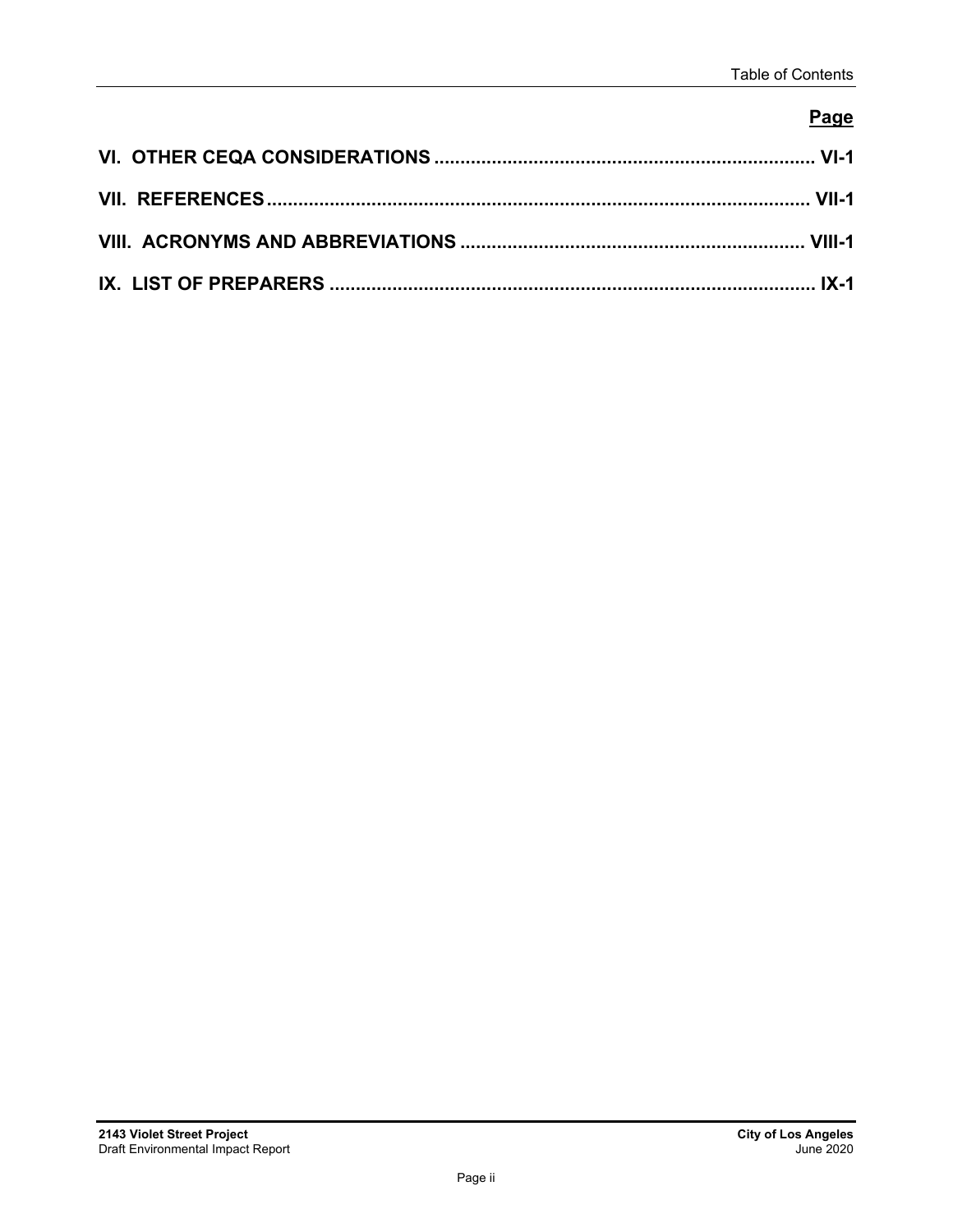**Page**

**VI. OTHER CEQA CONSIDERATIONS ........................................................................ VI-1**

**VII. REFERENCES ....................................................................................................... VII-1**

**VIII. ACRONYMS AND ABBREVIATIONS ................................................................ VIII-1**

**IX. LIST OF PREPARERS ........................................................................................... IX-1**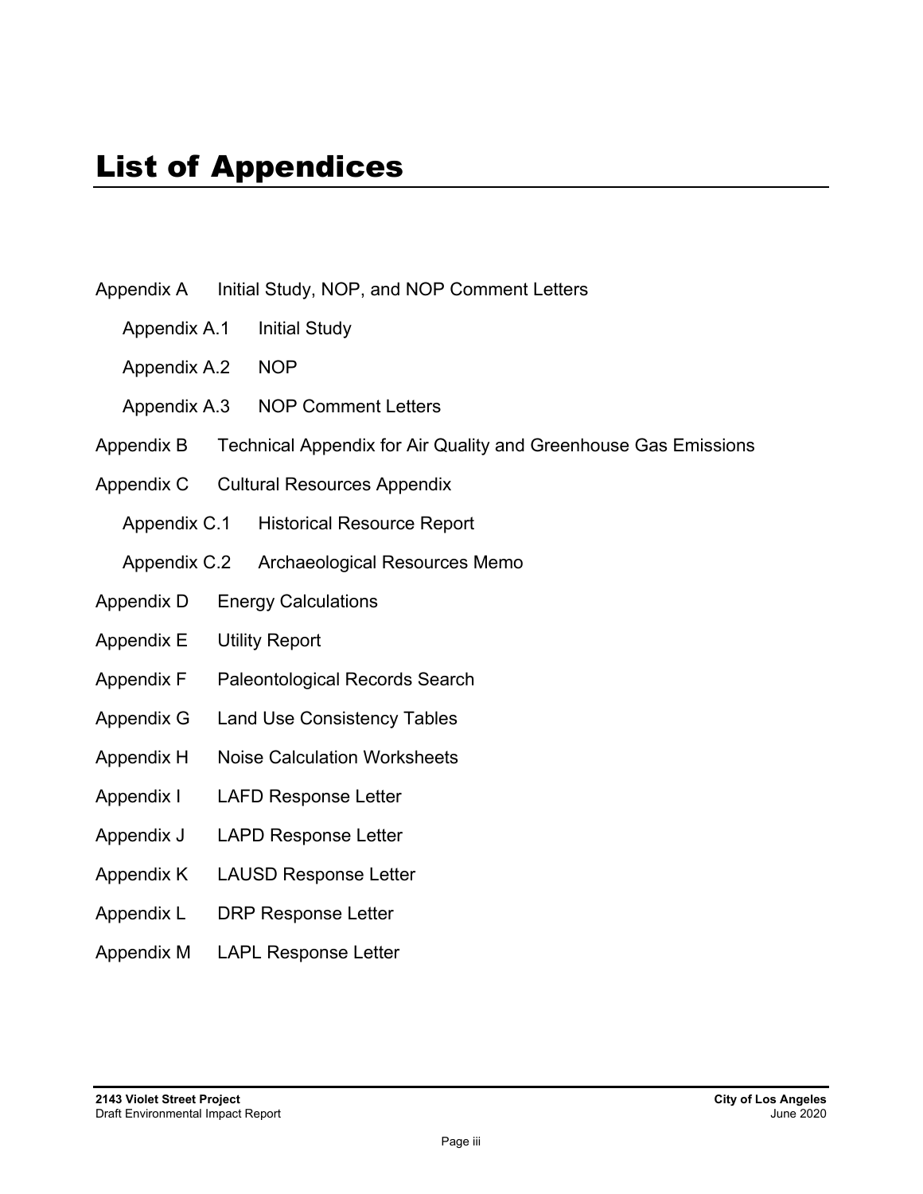# List of Appendices

- Appendix A  Initial Study, NOP, and NOP Comment Letters
  - Appendix A.1  Initial Study
  - Appendix A.2  NOP
  - Appendix A.3  NOP Comment Letters
- Appendix B  Technical Appendix for Air Quality and Greenhouse Gas Emissions
- Appendix C  Cultural Resources Appendix
  - Appendix C.1  Historical Resource Report
  - Appendix C.2  Archaeological Resources Memo
- Appendix D  Energy Calculations
- Appendix E  Utility Report
- Appendix F  Paleontological Records Search
- Appendix G  Land Use Consistency Tables
- Appendix H  Noise Calculation Worksheets
- Appendix I  LAFD Response Letter
- Appendix J  LAPD Response Letter
- Appendix K  LAUSD Response Letter
- Appendix L  DRP Response Letter
- Appendix M  LAPL Response Letter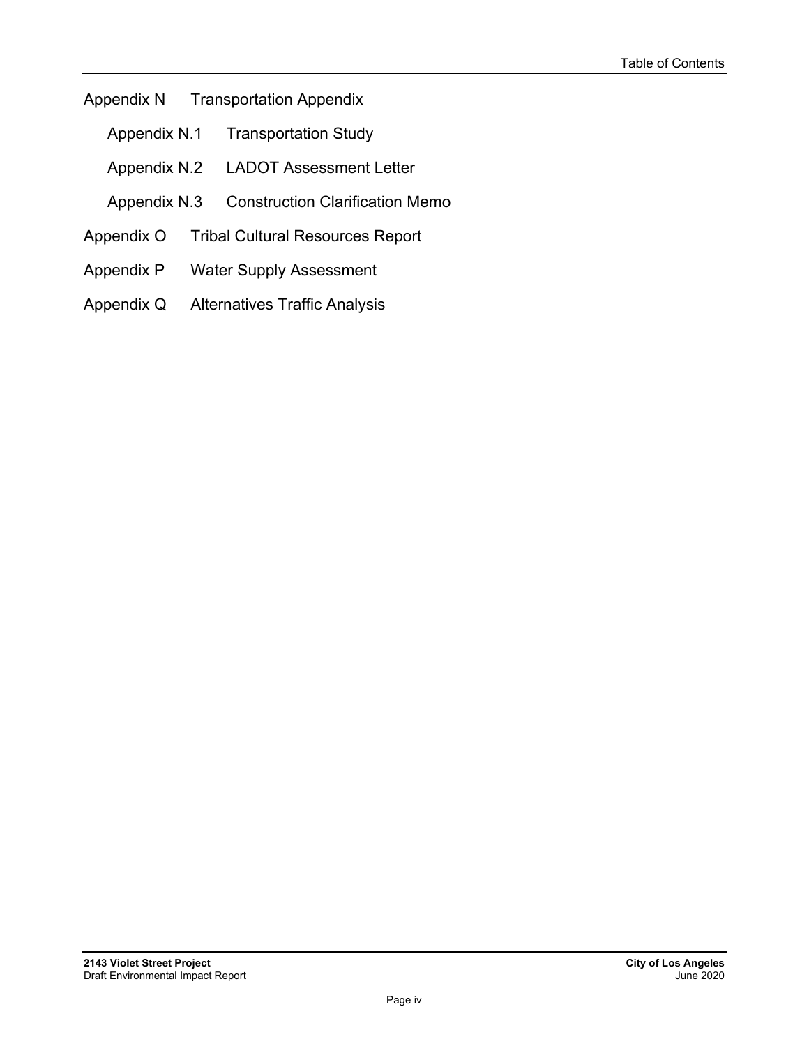Appendix N Transportation Appendix

- Appendix N.1 Transportation Study
- Appendix N.2 LADOT Assessment Letter
- Appendix N.3 Construction Clarification Memo

Appendix O Tribal Cultural Resources Report

Appendix P Water Supply Assessment

Appendix Q Alternatives Traffic Analysis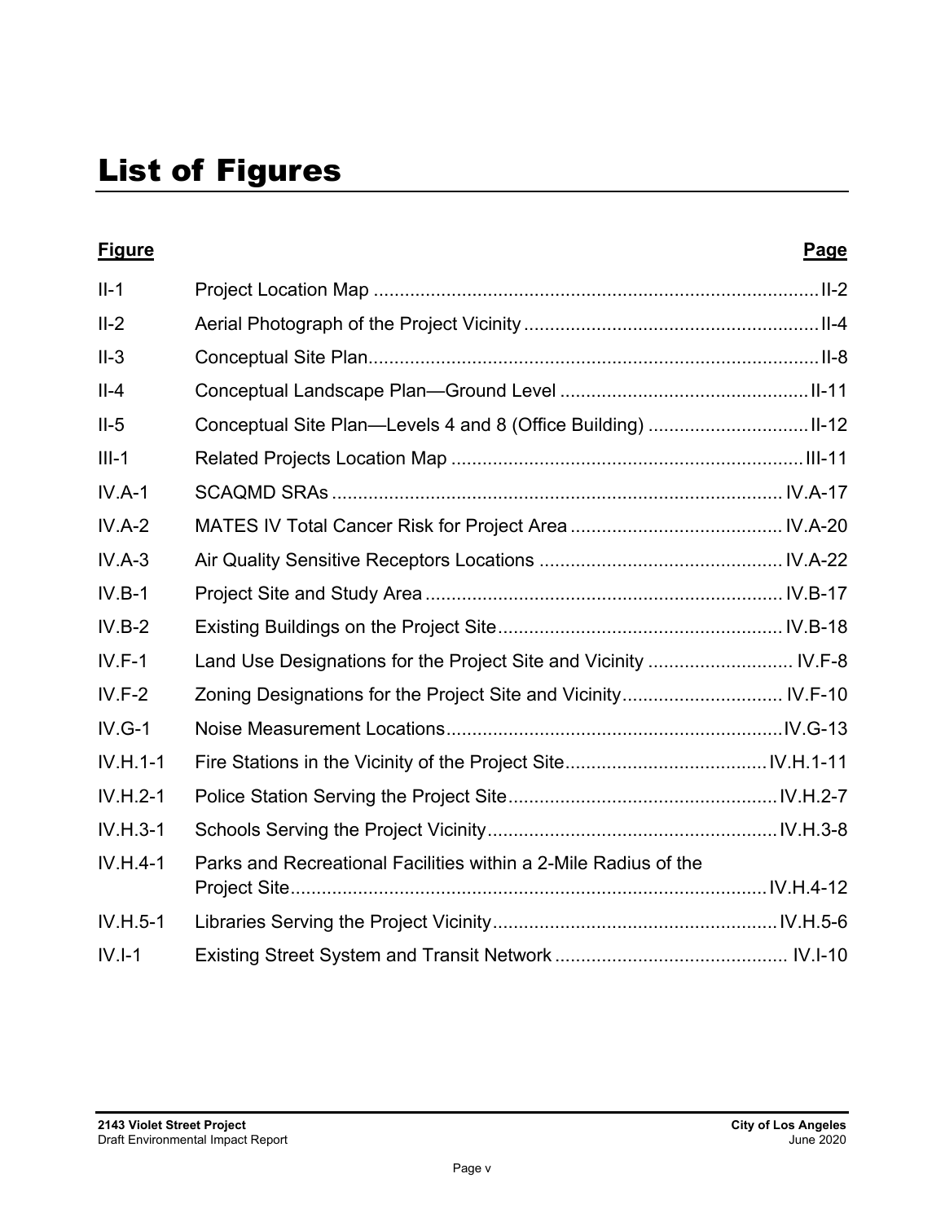# List of Figures

| Figure | | Page |
|---|---|---|
| II-1 | Project Location Map | II-2 |
| II-2 | Aerial Photograph of the Project Vicinity | II-4 |
| II-3 | Conceptual Site Plan | II-8 |
| II-4 | Conceptual Landscape Plan—Ground Level | II-11 |
| II-5 | Conceptual Site Plan—Levels 4 and 8 (Office Building) | II-12 |
| III-1 | Related Projects Location Map | III-11 |
| IV.A-1 | SCAQMD SRAs | IV.A-17 |
| IV.A-2 | MATES IV Total Cancer Risk for Project Area | IV.A-20 |
| IV.A-3 | Air Quality Sensitive Receptors Locations | IV.A-22 |
| IV.B-1 | Project Site and Study Area | IV.B-17 |
| IV.B-2 | Existing Buildings on the Project Site | IV.B-18 |
| IV.F-1 | Land Use Designations for the Project Site and Vicinity | IV.F-8 |
| IV.F-2 | Zoning Designations for the Project Site and Vicinity | IV.F-10 |
| IV.G-1 | Noise Measurement Locations | IV.G-13 |
| IV.H.1-1 | Fire Stations in the Vicinity of the Project Site | IV.H.1-11 |
| IV.H.2-1 | Police Station Serving the Project Site | IV.H.2-7 |
| IV.H.3-1 | Schools Serving the Project Vicinity | IV.H.3-8 |
| IV.H.4-1 | Parks and Recreational Facilities within a 2-Mile Radius of the Project Site | IV.H.4-12 |
| IV.H.5-1 | Libraries Serving the Project Vicinity | IV.H.5-6 |
| IV.I-1 | Existing Street System and Transit Network | IV.I-10 |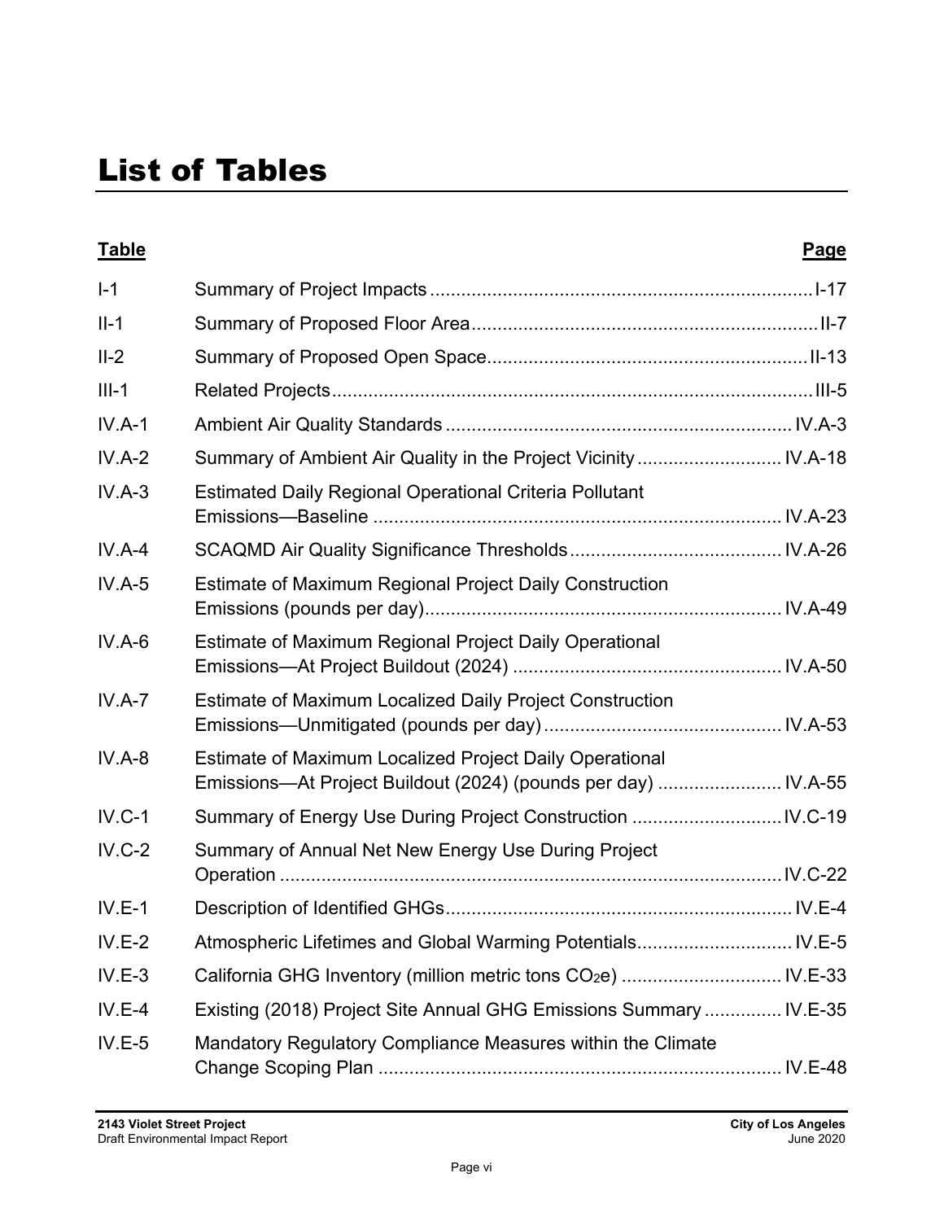# List of Tables

| Table | | Page |
|---|---|---|
| I-1 | Summary of Project Impacts | I-17 |
| II-1 | Summary of Proposed Floor Area | II-7 |
| II-2 | Summary of Proposed Open Space | II-13 |
| III-1 | Related Projects | III-5 |
| IV.A-1 | Ambient Air Quality Standards | IV.A-3 |
| IV.A-2 | Summary of Ambient Air Quality in the Project Vicinity | IV.A-18 |
| IV.A-3 | Estimated Daily Regional Operational Criteria Pollutant Emissions—Baseline | IV.A-23 |
| IV.A-4 | SCAQMD Air Quality Significance Thresholds | IV.A-26 |
| IV.A-5 | Estimate of Maximum Regional Project Daily Construction Emissions (pounds per day) | IV.A-49 |
| IV.A-6 | Estimate of Maximum Regional Project Daily Operational Emissions—At Project Buildout (2024) | IV.A-50 |
| IV.A-7 | Estimate of Maximum Localized Daily Project Construction Emissions—Unmitigated (pounds per day) | IV.A-53 |
| IV.A-8 | Estimate of Maximum Localized Project Daily Operational Emissions—At Project Buildout (2024) (pounds per day) | IV.A-55 |
| IV.C-1 | Summary of Energy Use During Project Construction | IV.C-19 |
| IV.C-2 | Summary of Annual Net New Energy Use During Project Operation | IV.C-22 |
| IV.E-1 | Description of Identified GHGs | IV.E-4 |
| IV.E-2 | Atmospheric Lifetimes and Global Warming Potentials | IV.E-5 |
| IV.E-3 | California GHG Inventory (million metric tons $CO_2e$) | IV.E-33 |
| IV.E-4 | Existing (2018) Project Site Annual GHG Emissions Summary | IV.E-35 |
| IV.E-5 | Mandatory Regulatory Compliance Measures within the Climate Change Scoping Plan | IV.E-48 |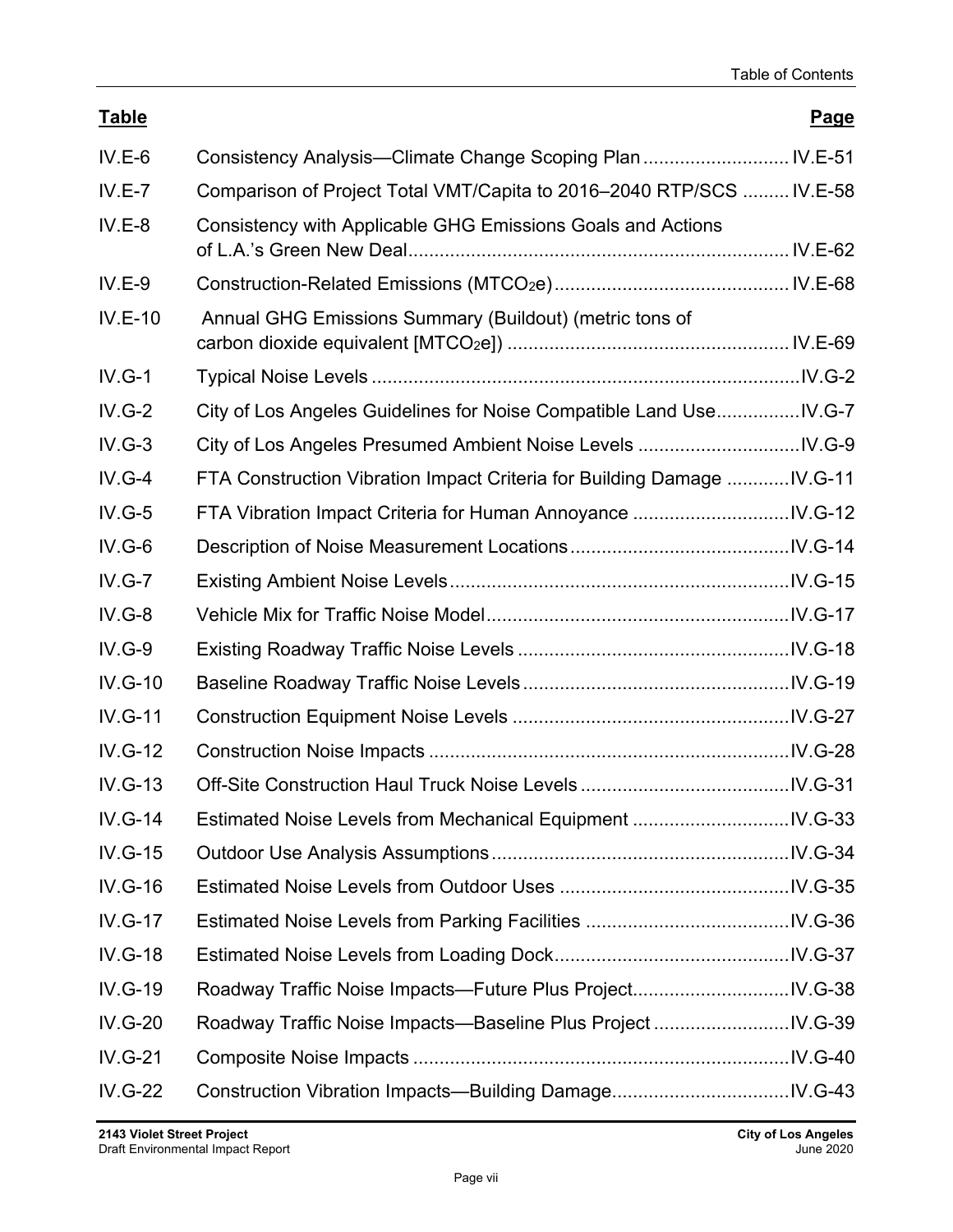| Table | | Page |
|---|---|---|
| IV.E-6 | Consistency Analysis—Climate Change Scoping Plan | IV.E-51 |
| IV.E-7 | Comparison of Project Total VMT/Capita to 2016–2040 RTP/SCS | IV.E-58 |
| IV.E-8 | Consistency with Applicable GHG Emissions Goals and Actions of L.A.'s Green New Deal | IV.E-62 |
| IV.E-9 | Construction-Related Emissions ($MTCO_2e$) | IV.E-68 |
| IV.E-10 | Annual GHG Emissions Summary (Buildout) (metric tons of carbon dioxide equivalent [$MTCO_2e$]) | IV.E-69 |
| IV.G-1 | Typical Noise Levels | IV.G-2 |
| IV.G-2 | City of Los Angeles Guidelines for Noise Compatible Land Use | IV.G-7 |
| IV.G-3 | City of Los Angeles Presumed Ambient Noise Levels | IV.G-9 |
| IV.G-4 | FTA Construction Vibration Impact Criteria for Building Damage | IV.G-11 |
| IV.G-5 | FTA Vibration Impact Criteria for Human Annoyance | IV.G-12 |
| IV.G-6 | Description of Noise Measurement Locations | IV.G-14 |
| IV.G-7 | Existing Ambient Noise Levels | IV.G-15 |
| IV.G-8 | Vehicle Mix for Traffic Noise Model | IV.G-17 |
| IV.G-9 | Existing Roadway Traffic Noise Levels | IV.G-18 |
| IV.G-10 | Baseline Roadway Traffic Noise Levels | IV.G-19 |
| IV.G-11 | Construction Equipment Noise Levels | IV.G-27 |
| IV.G-12 | Construction Noise Impacts | IV.G-28 |
| IV.G-13 | Off-Site Construction Haul Truck Noise Levels | IV.G-31 |
| IV.G-14 | Estimated Noise Levels from Mechanical Equipment | IV.G-33 |
| IV.G-15 | Outdoor Use Analysis Assumptions | IV.G-34 |
| IV.G-16 | Estimated Noise Levels from Outdoor Uses | IV.G-35 |
| IV.G-17 | Estimated Noise Levels from Parking Facilities | IV.G-36 |
| IV.G-18 | Estimated Noise Levels from Loading Dock | IV.G-37 |
| IV.G-19 | Roadway Traffic Noise Impacts—Future Plus Project | IV.G-38 |
| IV.G-20 | Roadway Traffic Noise Impacts—Baseline Plus Project | IV.G-39 |
| IV.G-21 | Composite Noise Impacts | IV.G-40 |
| IV.G-22 | Construction Vibration Impacts—Building Damage | IV.G-43 |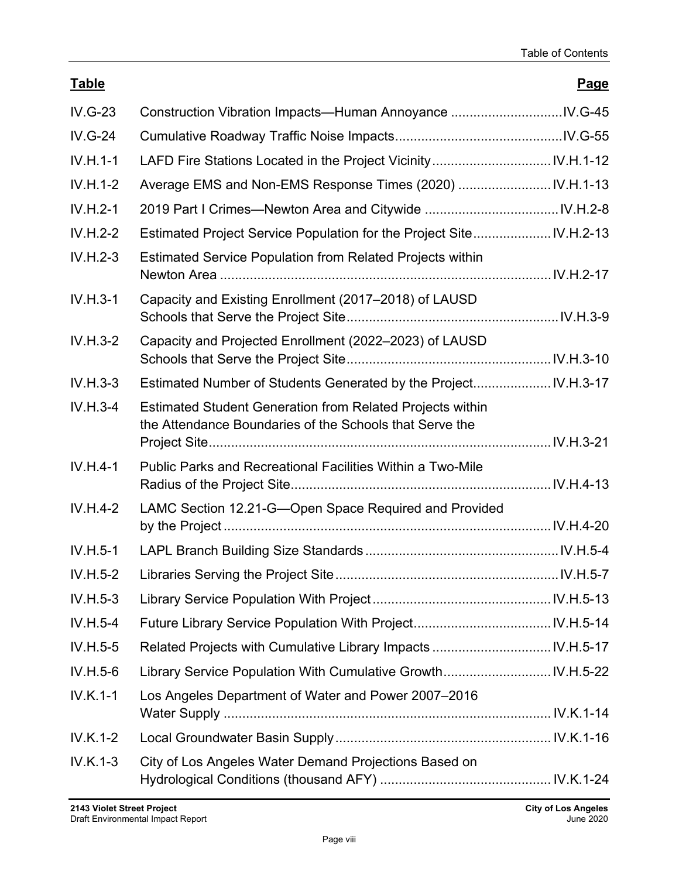| Table | | Page |
|---|---|---|
| IV.G-23 | Construction Vibration Impacts—Human Annoyance | IV.G-45 |
| IV.G-24 | Cumulative Roadway Traffic Noise Impacts | IV.G-55 |
| IV.H.1-1 | LAFD Fire Stations Located in the Project Vicinity | IV.H.1-12 |
| IV.H.1-2 | Average EMS and Non-EMS Response Times (2020) | IV.H.1-13 |
| IV.H.2-1 | 2019 Part I Crimes—Newton Area and Citywide | IV.H.2-8 |
| IV.H.2-2 | Estimated Project Service Population for the Project Site | IV.H.2-13 |
| IV.H.2-3 | Estimated Service Population from Related Projects within Newton Area | IV.H.2-17 |
| IV.H.3-1 | Capacity and Existing Enrollment (2017–2018) of LAUSD Schools that Serve the Project Site | IV.H.3-9 |
| IV.H.3-2 | Capacity and Projected Enrollment (2022–2023) of LAUSD Schools that Serve the Project Site | IV.H.3-10 |
| IV.H.3-3 | Estimated Number of Students Generated by the Project | IV.H.3-17 |
| IV.H.3-4 | Estimated Student Generation from Related Projects within the Attendance Boundaries of the Schools that Serve the Project Site | IV.H.3-21 |
| IV.H.4-1 | Public Parks and Recreational Facilities Within a Two-Mile Radius of the Project Site | IV.H.4-13 |
| IV.H.4-2 | LAMC Section 12.21-G—Open Space Required and Provided by the Project | IV.H.4-20 |
| IV.H.5-1 | LAPL Branch Building Size Standards | IV.H.5-4 |
| IV.H.5-2 | Libraries Serving the Project Site | IV.H.5-7 |
| IV.H.5-3 | Library Service Population With Project | IV.H.5-13 |
| IV.H.5-4 | Future Library Service Population With Project | IV.H.5-14 |
| IV.H.5-5 | Related Projects with Cumulative Library Impacts | IV.H.5-17 |
| IV.H.5-6 | Library Service Population With Cumulative Growth | IV.H.5-22 |
| IV.K.1-1 | Los Angeles Department of Water and Power 2007–2016 Water Supply | IV.K.1-14 |
| IV.K.1-2 | Local Groundwater Basin Supply | IV.K.1-16 |
| IV.K.1-3 | City of Los Angeles Water Demand Projections Based on Hydrological Conditions (thousand AFY) | IV.K.1-24 |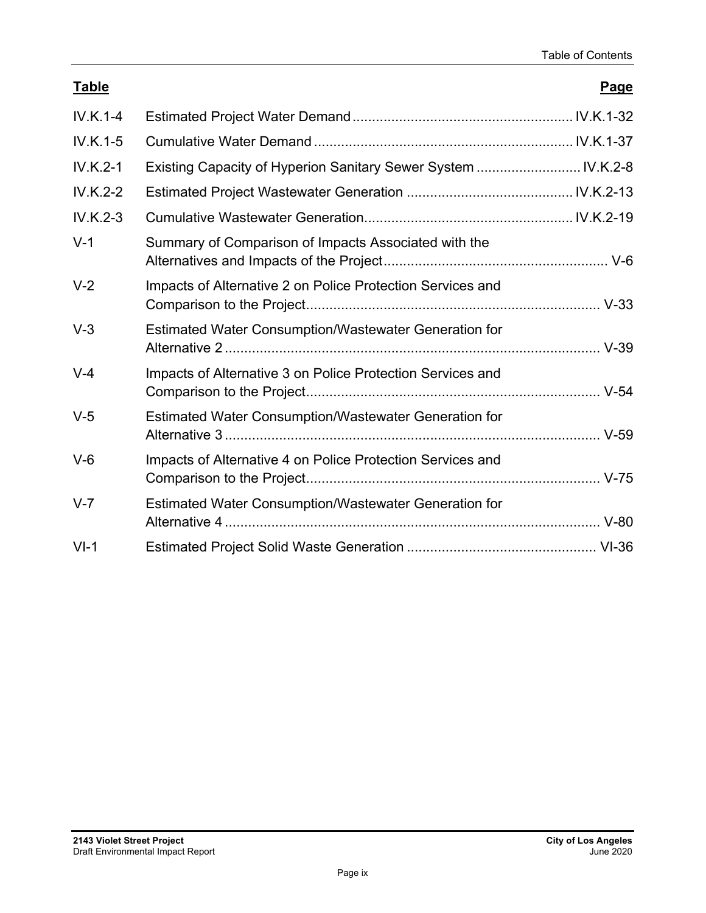| **Table** | | **Page** |
|---|---|---|
| IV.K.1-4 | Estimated Project Water Demand | IV.K.1-32 |
| IV.K.1-5 | Cumulative Water Demand | IV.K.1-37 |
| IV.K.2-1 | Existing Capacity of Hyperion Sanitary Sewer System | IV.K.2-8 |
| IV.K.2-2 | Estimated Project Wastewater Generation | IV.K.2-13 |
| IV.K.2-3 | Cumulative Wastewater Generation | IV.K.2-19 |
| V-1 | Summary of Comparison of Impacts Associated with the Alternatives and Impacts of the Project | V-6 |
| V-2 | Impacts of Alternative 2 on Police Protection Services and Comparison to the Project | V-33 |
| V-3 | Estimated Water Consumption/Wastewater Generation for Alternative 2 | V-39 |
| V-4 | Impacts of Alternative 3 on Police Protection Services and Comparison to the Project | V-54 |
| V-5 | Estimated Water Consumption/Wastewater Generation for Alternative 3 | V-59 |
| V-6 | Impacts of Alternative 4 on Police Protection Services and Comparison to the Project | V-75 |
| V-7 | Estimated Water Consumption/Wastewater Generation for Alternative 4 | V-80 |
| VI-1 | Estimated Project Solid Waste Generation | VI-36 |